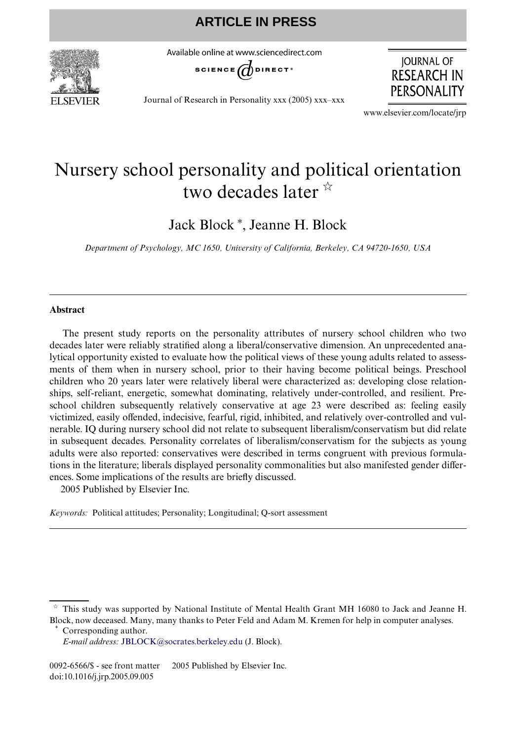# Nursery school personality and political orientation two decades later ☆

Jack Block *, Jeanne H. Block

*Department of Psychology, MC 1650, University of California, Berkeley, CA 94720-1650, USA*

---

## Abstract

The present study reports on the personality attributes of nursery school children who two decades later were reliably stratified along a liberal/conservative dimension. An unprecedented analytical opportunity existed to evaluate how the political views of these young adults related to assessments of them when in nursery school, prior to their having become political beings. Preschool children who 20 years later were relatively liberal were characterized as: developing close relationships, self-reliant, energetic, somewhat dominating, relatively under-controlled, and resilient. Preschool children subsequently relatively conservative at age 23 were described as: feeling easily victimized, easily offended, indecisive, fearful, rigid, inhibited, and relatively over-controlled and vulnerable. IQ during nursery school did not relate to subsequent liberalism/conservatism but did relate in subsequent decades. Personality correlates of liberalism/conservatism for the subjects as young adults were also reported: conservatives were described in terms congruent with previous formulations in the literature; liberals displayed personality commonalities but also manifested gender differences. Some implications of the results are briefly discussed.

2005 Published by Elsevier Inc.

*Keywords:* Political attitudes; Personality; Longitudinal; Q-sort assessment

---

☆ This study was supported by National Institute of Mental Health Grant MH 16080 to Jack and Jeanne H. Block, now deceased. Many, many thanks to Peter Feld and Adam M. Kremen for help in computer analyses.

\* Corresponding author.

*E-mail address:* JBLOCK@socrates.berkeley.edu (J. Block).

0092-6566/$ - see front matter 2005 Published by Elsevier Inc.
doi:10.1016/j.jrp.2005.09.005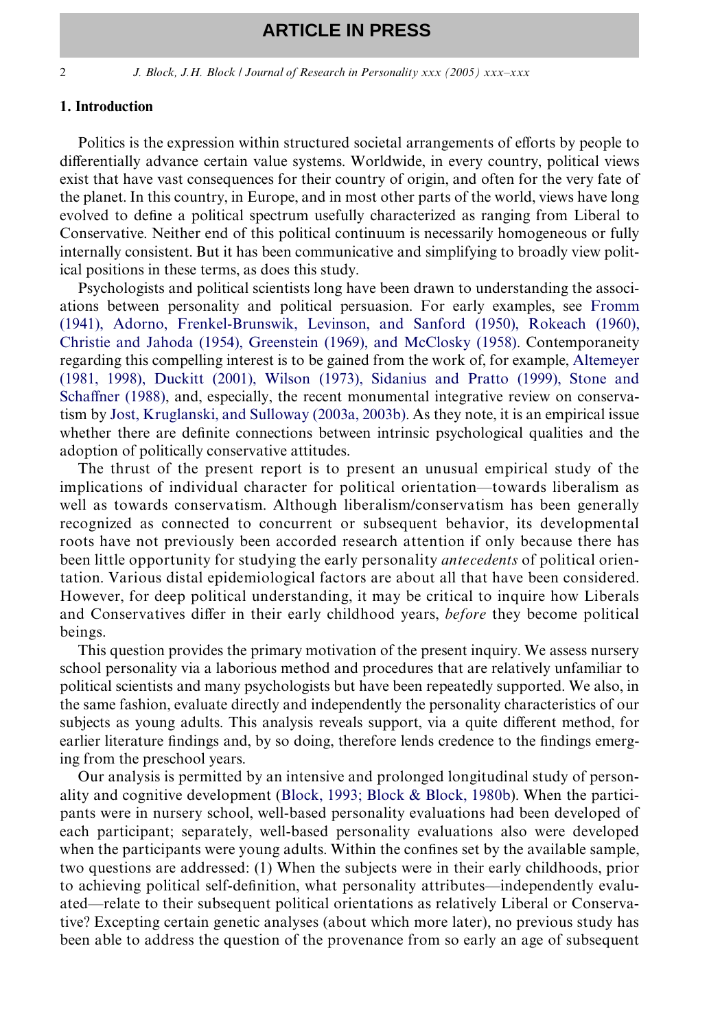## 1. Introduction

Politics is the expression within structured societal arrangements of efforts by people to differentially advance certain value systems. Worldwide, in every country, political views exist that have vast consequences for their country of origin, and often for the very fate of the planet. In this country, in Europe, and in most other parts of the world, views have long evolved to define a political spectrum usefully characterized as ranging from Liberal to Conservative. Neither end of this political continuum is necessarily homogeneous or fully internally consistent. But it has been communicative and simplifying to broadly view political positions in these terms, as does this study.

Psychologists and political scientists long have been drawn to understanding the associations between personality and political persuasion. For early examples, see Fromm (1941), Adorno, Frenkel-Brunswik, Levinson, and Sanford (1950), Rokeach (1960), Christie and Jahoda (1954), Greenstein (1969), and McClosky (1958). Contemporaneity regarding this compelling interest is to be gained from the work of, for example, Altemeyer (1981, 1998), Duckitt (2001), Wilson (1973), Sidanius and Pratto (1999), Stone and Schaffner (1988), and, especially, the recent monumental integrative review on conservatism by Jost, Kruglanski, and Sulloway (2003a, 2003b). As they note, it is an empirical issue whether there are definite connections between intrinsic psychological qualities and the adoption of politically conservative attitudes.

The thrust of the present report is to present an unusual empirical study of the implications of individual character for political orientation—towards liberalism as well as towards conservatism. Although liberalism/conservatism has been generally recognized as connected to concurrent or subsequent behavior, its developmental roots have not previously been accorded research attention if only because there has been little opportunity for studying the early personality *antecedents* of political orientation. Various distal epidemiological factors are about all that have been considered. However, for deep political understanding, it may be critical to inquire how Liberals and Conservatives differ in their early childhood years, *before* they become political beings.

This question provides the primary motivation of the present inquiry. We assess nursery school personality via a laborious method and procedures that are relatively unfamiliar to political scientists and many psychologists but have been repeatedly supported. We also, in the same fashion, evaluate directly and independently the personality characteristics of our subjects as young adults. This analysis reveals support, via a quite different method, for earlier literature findings and, by so doing, therefore lends credence to the findings emerging from the preschool years.

Our analysis is permitted by an intensive and prolonged longitudinal study of personality and cognitive development (Block, 1993; Block & Block, 1980b). When the participants were in nursery school, well-based personality evaluations had been developed of each participant; separately, well-based personality evaluations also were developed when the participants were young adults. Within the confines set by the available sample, two questions are addressed: (1) When the subjects were in their early childhoods, prior to achieving political self-definition, what personality attributes—independently evaluated—relate to their subsequent political orientations as relatively Liberal or Conservative? Excepting certain genetic analyses (about which more later), no previous study has been able to address the question of the provenance from so early an age of subsequent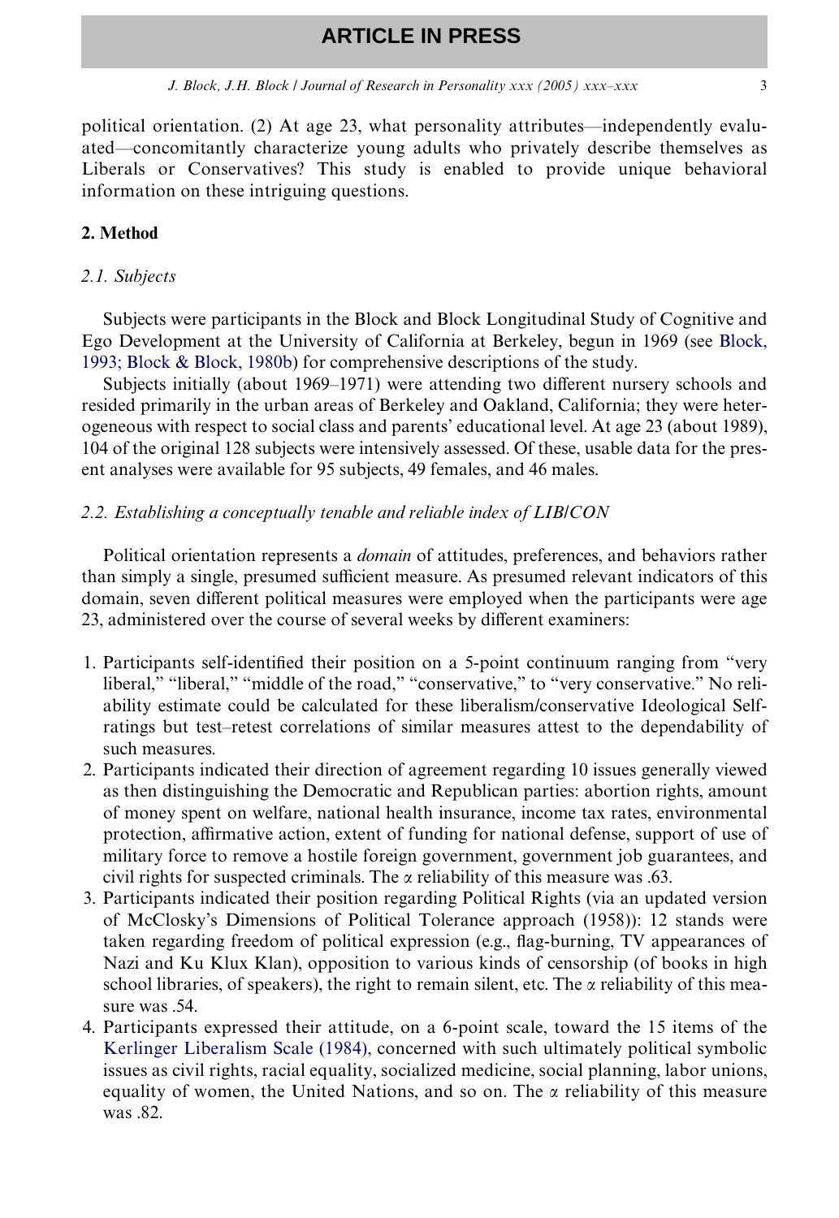political orientation. (2) At age 23, what personality attributes—independently evaluated—concomitantly characterize young adults who privately describe themselves as Liberals or Conservatives? This study is enabled to provide unique behavioral information on these intriguing questions.

## 2. Method

### 2.1. Subjects

Subjects were participants in the Block and Block Longitudinal Study of Cognitive and Ego Development at the University of California at Berkeley, begun in 1969 (see Block, 1993; Block & Block, 1980b) for comprehensive descriptions of the study.

Subjects initially (about 1969–1971) were attending two different nursery schools and resided primarily in the urban areas of Berkeley and Oakland, California; they were heterogeneous with respect to social class and parents' educational level. At age 23 (about 1989), 104 of the original 128 subjects were intensively assessed. Of these, usable data for the present analyses were available for 95 subjects, 49 females, and 46 males.

### 2.2. Establishing a conceptually tenable and reliable index of LIB/CON

Political orientation represents a *domain* of attitudes, preferences, and behaviors rather than simply a single, presumed sufficient measure. As presumed relevant indicators of this domain, seven different political measures were employed when the participants were age 23, administered over the course of several weeks by different examiners:

1. Participants self-identified their position on a 5-point continuum ranging from "very liberal," "liberal," "middle of the road," "conservative," to "very conservative." No reliability estimate could be calculated for these liberalism/conservative Ideological Self-ratings but test–retest correlations of similar measures attest to the dependability of such measures.
2. Participants indicated their direction of agreement regarding 10 issues generally viewed as then distinguishing the Democratic and Republican parties: abortion rights, amount of money spent on welfare, national health insurance, income tax rates, environmental protection, affirmative action, extent of funding for national defense, support of use of military force to remove a hostile foreign government, government job guarantees, and civil rights for suspected criminals. The $\alpha$ reliability of this measure was .63.
3. Participants indicated their position regarding Political Rights (via an updated version of McClosky's Dimensions of Political Tolerance approach (1958)): 12 stands were taken regarding freedom of political expression (e.g., flag-burning, TV appearances of Nazi and Ku Klux Klan), opposition to various kinds of censorship (of books in high school libraries, of speakers), the right to remain silent, etc. The $\alpha$ reliability of this measure was .54.
4. Participants expressed their attitude, on a 6-point scale, toward the 15 items of the Kerlinger Liberalism Scale (1984), concerned with such ultimately political symbolic issues as civil rights, racial equality, socialized medicine, social planning, labor unions, equality of women, the United Nations, and so on. The $\alpha$ reliability of this measure was .82.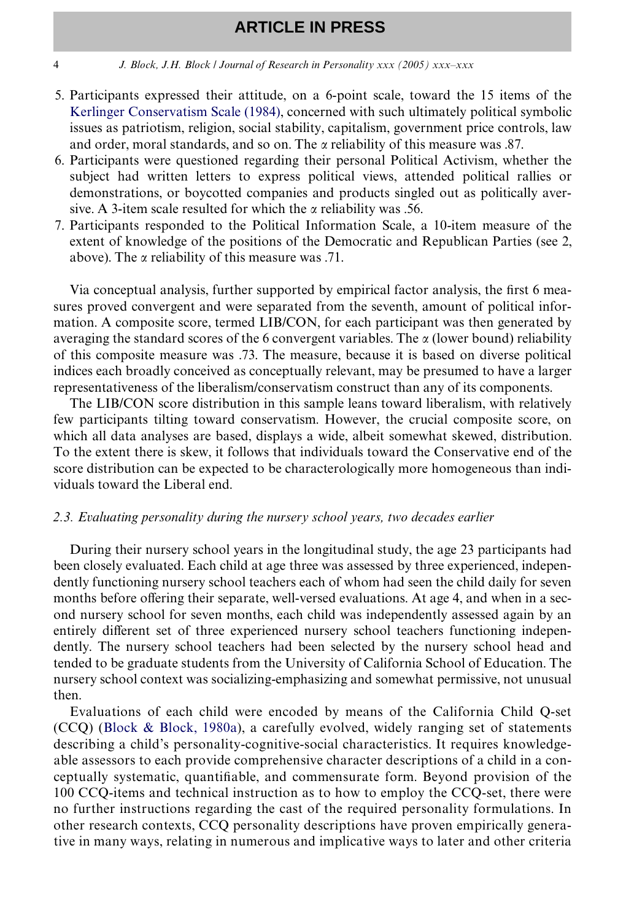5. Participants expressed their attitude, on a 6-point scale, toward the 15 items of the Kerlinger Conservatism Scale (1984), concerned with such ultimately political symbolic issues as patriotism, religion, social stability, capitalism, government price controls, law and order, moral standards, and so on. The $\alpha$ reliability of this measure was .87.
6. Participants were questioned regarding their personal Political Activism, whether the subject had written letters to express political views, attended political rallies or demonstrations, or boycotted companies and products singled out as politically aversive. A 3-item scale resulted for which the $\alpha$ reliability was .56.
7. Participants responded to the Political Information Scale, a 10-item measure of the extent of knowledge of the positions of the Democratic and Republican Parties (see 2, above). The $\alpha$ reliability of this measure was .71.

Via conceptual analysis, further supported by empirical factor analysis, the first 6 measures proved convergent and were separated from the seventh, amount of political information. A composite score, termed LIB/CON, for each participant was then generated by averaging the standard scores of the 6 convergent variables. The $\alpha$ (lower bound) reliability of this composite measure was .73. The measure, because it is based on diverse political indices each broadly conceived as conceptually relevant, may be presumed to have a larger representativeness of the liberalism/conservatism construct than any of its components.

The LIB/CON score distribution in this sample leans toward liberalism, with relatively few participants tilting toward conservatism. However, the crucial composite score, on which all data analyses are based, displays a wide, albeit somewhat skewed, distribution. To the extent there is skew, it follows that individuals toward the Conservative end of the score distribution can be expected to be characterologically more homogeneous than individuals toward the Liberal end.

### *2.3. Evaluating personality during the nursery school years, two decades earlier*

During their nursery school years in the longitudinal study, the age 23 participants had been closely evaluated. Each child at age three was assessed by three experienced, independently functioning nursery school teachers each of whom had seen the child daily for seven months before offering their separate, well-versed evaluations. At age 4, and when in a second nursery school for seven months, each child was independently assessed again by an entirely different set of three experienced nursery school teachers functioning independently. The nursery school teachers had been selected by the nursery school head and tended to be graduate students from the University of California School of Education. The nursery school context was socializing-emphasizing and somewhat permissive, not unusual then.

Evaluations of each child were encoded by means of the California Child Q-set (CCQ) (Block & Block, 1980a), a carefully evolved, widely ranging set of statements describing a child's personality-cognitive-social characteristics. It requires knowledgeable assessors to each provide comprehensive character descriptions of a child in a conceptually systematic, quantifiable, and commensurate form. Beyond provision of the 100 CCQ-items and technical instruction as to how to employ the CCQ-set, there were no further instructions regarding the cast of the required personality formulations. In other research contexts, CCQ personality descriptions have proven empirically generative in many ways, relating in numerous and implicative ways to later and other criteria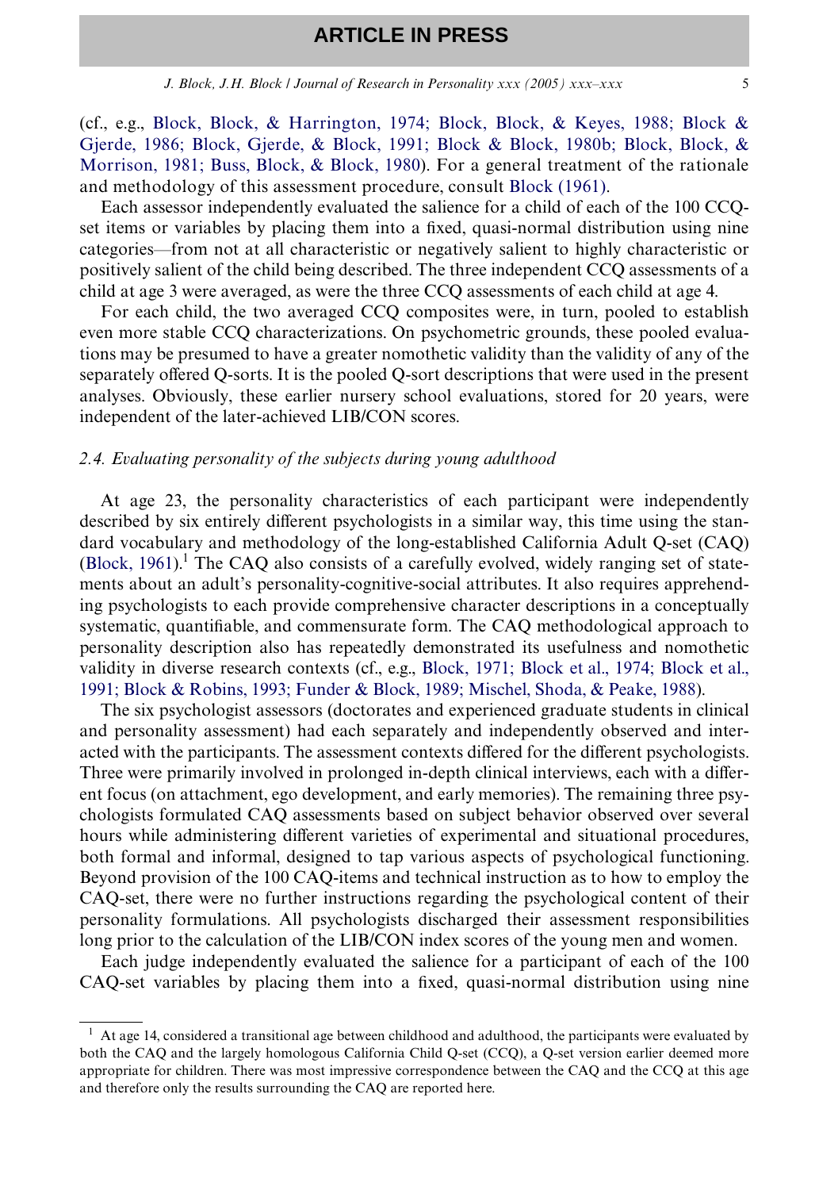(cf., e.g., Block, Block, & Harrington, 1974; Block, Block, & Keyes, 1988; Block & Gjerde, 1986; Block, Gjerde, & Block, 1991; Block & Block, 1980b; Block, Block, & Morrison, 1981; Buss, Block, & Block, 1980). For a general treatment of the rationale and methodology of this assessment procedure, consult Block (1961).

Each assessor independently evaluated the salience for a child of each of the 100 CCQ-set items or variables by placing them into a fixed, quasi-normal distribution using nine categories—from not at all characteristic or negatively salient to highly characteristic or positively salient of the child being described. The three independent CCQ assessments of a child at age 3 were averaged, as were the three CCQ assessments of each child at age 4.

For each child, the two averaged CCQ composites were, in turn, pooled to establish even more stable CCQ characterizations. On psychometric grounds, these pooled evaluations may be presumed to have a greater nomothetic validity than the validity of any of the separately offered Q-sorts. It is the pooled Q-sort descriptions that were used in the present analyses. Obviously, these earlier nursery school evaluations, stored for 20 years, were independent of the later-achieved LIB/CON scores.

### *2.4. Evaluating personality of the subjects during young adulthood*

At age 23, the personality characteristics of each participant were independently described by six entirely different psychologists in a similar way, this time using the standard vocabulary and methodology of the long-established California Adult Q-set (CAQ) (Block, 1961).[1] The CAQ also consists of a carefully evolved, widely ranging set of statements about an adult's personality-cognitive-social attributes. It also requires apprehending psychologists to each provide comprehensive character descriptions in a conceptually systematic, quantifiable, and commensurate form. The CAQ methodological approach to personality description also has repeatedly demonstrated its usefulness and nomothetic validity in diverse research contexts (cf., e.g., Block, 1971; Block et al., 1974; Block et al., 1991; Block & Robins, 1993; Funder & Block, 1989; Mischel, Shoda, & Peake, 1988).

The six psychologist assessors (doctorates and experienced graduate students in clinical and personality assessment) had each separately and independently observed and interacted with the participants. The assessment contexts differed for the different psychologists. Three were primarily involved in prolonged in-depth clinical interviews, each with a different focus (on attachment, ego development, and early memories). The remaining three psychologists formulated CAQ assessments based on subject behavior observed over several hours while administering different varieties of experimental and situational procedures, both formal and informal, designed to tap various aspects of psychological functioning. Beyond provision of the 100 CAQ-items and technical instruction as to how to employ the CAQ-set, there were no further instructions regarding the psychological content of their personality formulations. All psychologists discharged their assessment responsibilities long prior to the calculation of the LIB/CON index scores of the young men and women.

Each judge independently evaluated the salience for a participant of each of the 100 CAQ-set variables by placing them into a fixed, quasi-normal distribution using nine

---

[1] At age 14, considered a transitional age between childhood and adulthood, the participants were evaluated by both the CAQ and the largely homologous California Child Q-set (CCQ), a Q-set version earlier deemed more appropriate for children. There was most impressive correspondence between the CAQ and the CCQ at this age and therefore only the results surrounding the CAQ are reported here.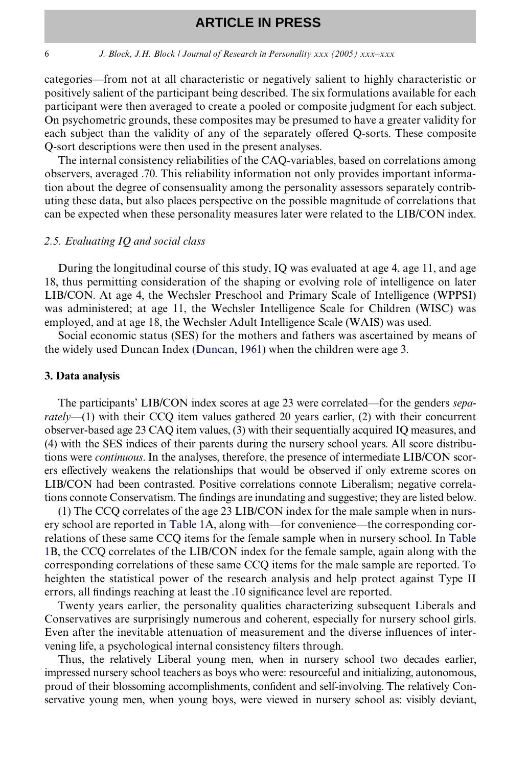categories—from not at all characteristic or negatively salient to highly characteristic or positively salient of the participant being described. The six formulations available for each participant were then averaged to create a pooled or composite judgment for each subject. On psychometric grounds, these composites may be presumed to have a greater validity for each subject than the validity of any of the separately offered Q-sorts. These composite Q-sort descriptions were then used in the present analyses.

The internal consistency reliabilities of the CAQ-variables, based on correlations among observers, averaged .70. This reliability information not only provides important information about the degree of consensuality among the personality assessors separately contributing these data, but also places perspective on the possible magnitude of correlations that can be expected when these personality measures later were related to the LIB/CON index.

### 2.5. Evaluating IQ and social class

During the longitudinal course of this study, IQ was evaluated at age 4, age 11, and age 18, thus permitting consideration of the shaping or evolving role of intelligence on later LIB/CON. At age 4, the Wechsler Preschool and Primary Scale of Intelligence (WPPSI) was administered; at age 11, the Wechsler Intelligence Scale for Children (WISC) was employed, and at age 18, the Wechsler Adult Intelligence Scale (WAIS) was used.

Social economic status (SES) for the mothers and fathers was ascertained by means of the widely used Duncan Index (Duncan, 1961) when the children were age 3.

## 3. Data analysis

The participants' LIB/CON index scores at age 23 were correlated—for the genders *separately*—(1) with their CCQ item values gathered 20 years earlier, (2) with their concurrent observer-based age 23 CAQ item values, (3) with their sequentially acquired IQ measures, and (4) with the SES indices of their parents during the nursery school years. All score distributions were *continuous*. In the analyses, therefore, the presence of intermediate LIB/CON scorers effectively weakens the relationships that would be observed if only extreme scores on LIB/CON had been contrasted. Positive correlations connote Liberalism; negative correlations connote Conservatism. The findings are inundating and suggestive; they are listed below.

(1) The CCQ correlates of the age 23 LIB/CON index for the male sample when in nursery school are reported in Table 1A, along with—for convenience—the corresponding correlations of these same CCQ items for the female sample when in nursery school. In Table 1B, the CCQ correlates of the LIB/CON index for the female sample, again along with the corresponding correlations of these same CCQ items for the male sample are reported. To heighten the statistical power of the research analysis and help protect against Type II errors, all findings reaching at least the .10 significance level are reported.

Twenty years earlier, the personality qualities characterizing subsequent Liberals and Conservatives are surprisingly numerous and coherent, especially for nursery school girls. Even after the inevitable attenuation of measurement and the diverse influences of intervening life, a psychological internal consistency filters through.

Thus, the relatively Liberal young men, when in nursery school two decades earlier, impressed nursery school teachers as boys who were: resourceful and initializing, autonomous, proud of their blossoming accomplishments, confident and self-involving. The relatively Conservative young men, when young boys, were viewed in nursery school as: visibly deviant,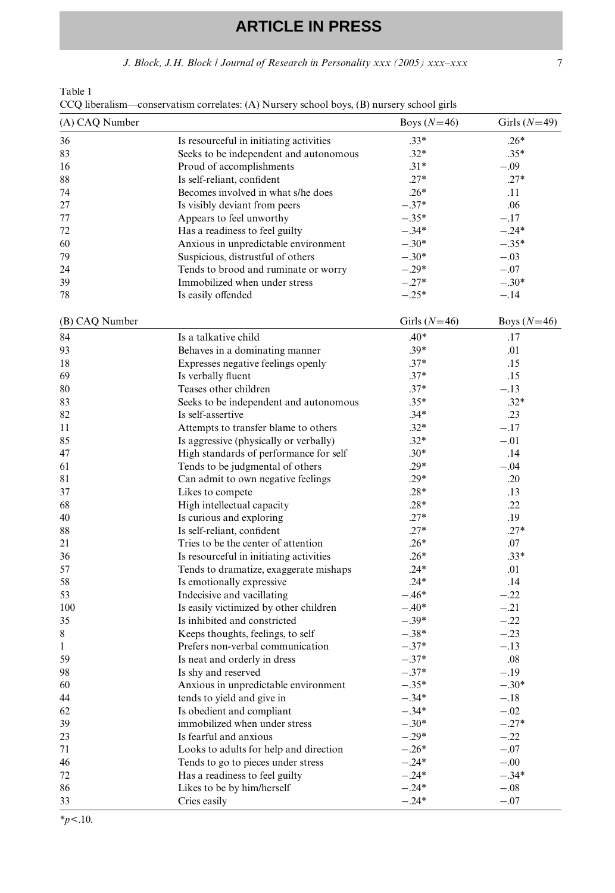Table 1
CCQ liberalism—conservatism correlates: (A) Nursery school boys, (B) nursery school girls

| (A) CAQ Number | | Boys ($N$=46) | Girls ($N$=49) |
|---|---|---|---|
| 36 | Is resourceful in initiating activities | .33* | .26* |
| 83 | Seeks to be independent and autonomous | .32* | .35* |
| 16 | Proud of accomplishments | .31* | −.09 |
| 88 | Is self-reliant, confident | .27* | .27* |
| 74 | Becomes involved in what s/he does | .26* | .11 |
| 27 | Is visibly deviant from peers | −.37* | .06 |
| 77 | Appears to feel unworthy | −.35* | −.17 |
| 72 | Has a readiness to feel guilty | −.34* | −.24* |
| 60 | Anxious in unpredictable environment | −.30* | −.35* |
| 79 | Suspicious, distrustful of others | −.30* | −.03 |
| 24 | Tends to brood and ruminate or worry | −.29* | −.07 |
| 39 | Immobilized when under stress | −.27* | −.30* |
| 78 | Is easily offended | −.25* | −.14 |

| (B) CAQ Number | | Girls ($N$=46) | Boys ($N$=46) |
|---|---|---|---|
| 84 | Is a talkative child | .40* | .17 |
| 93 | Behaves in a dominating manner | .39* | .01 |
| 18 | Expresses negative feelings openly | .37* | .15 |
| 69 | Is verbally fluent | .37* | .15 |
| 80 | Teases other children | .37* | −.13 |
| 83 | Seeks to be independent and autonomous | .35* | .32* |
| 82 | Is self-assertive | .34* | .23 |
| 11 | Attempts to transfer blame to others | .32* | −.17 |
| 85 | Is aggressive (physically or verbally) | .32* | −.01 |
| 47 | High standards of performance for self | .30* | .14 |
| 61 | Tends to be judgmental of others | .29* | −.04 |
| 81 | Can admit to own negative feelings | .29* | .20 |
| 37 | Likes to compete | .28* | .13 |
| 68 | High intellectual capacity | .28* | .22 |
| 40 | Is curious and exploring | .27* | .19 |
| 88 | Is self-reliant, confident | .27* | .27* |
| 21 | Tries to be the center of attention | .26* | .07 |
| 36 | Is resourceful in initiating activities | .26* | .33* |
| 57 | Tends to dramatize, exaggerate mishaps | .24* | .01 |
| 58 | Is emotionally expressive | .24* | .14 |
| 53 | Indecisive and vacillating | −.46* | −.22 |
| 100 | Is easily victimized by other children | −.40* | −.21 |
| 35 | Is inhibited and constricted | −.39* | −.22 |
| 8 | Keeps thoughts, feelings, to self | −.38* | −.23 |
| 1 | Prefers non-verbal communication | −.37* | −.13 |
| 59 | Is neat and orderly in dress | −.37* | .08 |
| 98 | Is shy and reserved | −.37* | −.19 |
| 60 | Anxious in unpredictable environment | −.35* | −.30* |
| 44 | tends to yield and give in | −.34* | −.18 |
| 62 | Is obedient and compliant | −.34* | −.02 |
| 39 | immobilized when under stress | −.30* | −.27* |
| 23 | Is fearful and anxious | −.29* | −.22 |
| 71 | Looks to adults for help and direction | −.26* | −.07 |
| 46 | Tends to go to pieces under stress | −.24* | −.00 |
| 72 | Has a readiness to feel guilty | −.24* | −.34* |
| 86 | Likes to be by him/herself | −.24* | −.08 |
| 33 | Cries easily | −.24* | −.07 |

*$p < .10$.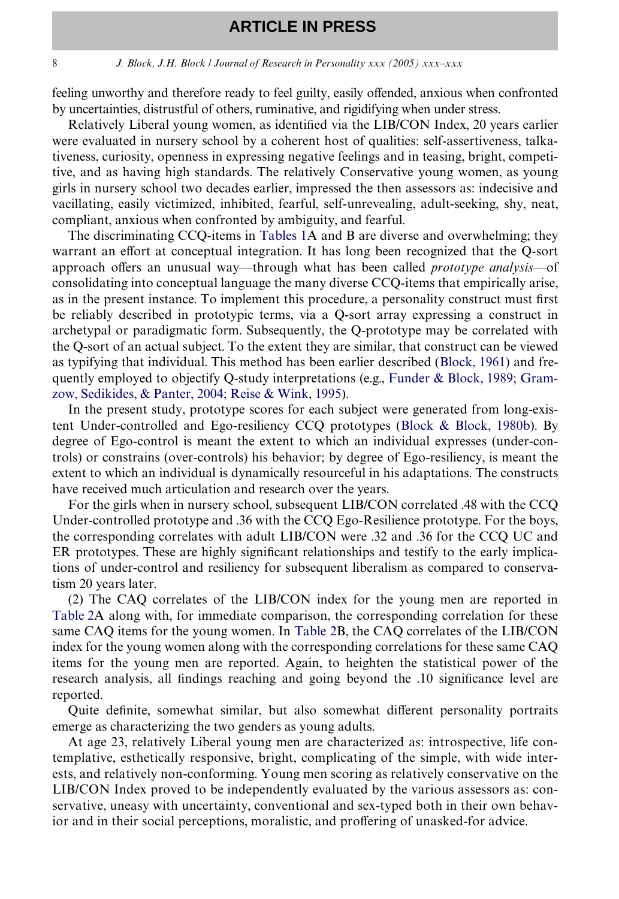feeling unworthy and therefore ready to feel guilty, easily offended, anxious when confronted by uncertainties, distrustful of others, ruminative, and rigidifying when under stress.

Relatively Liberal young women, as identified via the LIB/CON Index, 20 years earlier were evaluated in nursery school by a coherent host of qualities: self-assertiveness, talkativeness, curiosity, openness in expressing negative feelings and in teasing, bright, competitive, and as having high standards. The relatively Conservative young women, as young girls in nursery school two decades earlier, impressed the then assessors as: indecisive and vacillating, easily victimized, inhibited, fearful, self-unrevealing, adult-seeking, shy, neat, compliant, anxious when confronted by ambiguity, and fearful.

The discriminating CCQ-items in Tables 1A and B are diverse and overwhelming; they warrant an effort at conceptual integration. It has long been recognized that the Q-sort approach offers an unusual way—through what has been called *prototype analysis*—of consolidating into conceptual language the many diverse CCQ-items that empirically arise, as in the present instance. To implement this procedure, a personality construct must first be reliably described in prototypic terms, via a Q-sort array expressing a construct in archetypal or paradigmatic form. Subsequently, the Q-prototype may be correlated with the Q-sort of an actual subject. To the extent they are similar, that construct can be viewed as typifying that individual. This method has been earlier described (Block, 1961) and frequently employed to objectify Q-study interpretations (e.g., Funder & Block, 1989; Gramzow, Sedikides, & Panter, 2004; Reise & Wink, 1995).

In the present study, prototype scores for each subject were generated from long-existent Under-controlled and Ego-resiliency CCQ prototypes (Block & Block, 1980b). By degree of Ego-control is meant the extent to which an individual expresses (under-controls) or constrains (over-controls) his behavior; by degree of Ego-resiliency, is meant the extent to which an individual is dynamically resourceful in his adaptations. The constructs have received much articulation and research over the years.

For the girls when in nursery school, subsequent LIB/CON correlated .48 with the CCQ Under-controlled prototype and .36 with the CCQ Ego-Resilience prototype. For the boys, the corresponding correlates with adult LIB/CON were .32 and .36 for the CCQ UC and ER prototypes. These are highly significant relationships and testify to the early implications of under-control and resiliency for subsequent liberalism as compared to conservatism 20 years later.

(2) The CAQ correlates of the LIB/CON index for the young men are reported in Table 2A along with, for immediate comparison, the corresponding correlation for these same CAQ items for the young women. In Table 2B, the CAQ correlates of the LIB/CON index for the young women along with the corresponding correlations for these same CAQ items for the young men are reported. Again, to heighten the statistical power of the research analysis, all findings reaching and going beyond the .10 significance level are reported.

Quite definite, somewhat similar, but also somewhat different personality portraits emerge as characterizing the two genders as young adults.

At age 23, relatively Liberal young men are characterized as: introspective, life contemplative, esthetically responsive, bright, complicating of the simple, with wide interests, and relatively non-conforming. Young men scoring as relatively conservative on the LIB/CON Index proved to be independently evaluated by the various assessors as: conservative, uneasy with uncertainty, conventional and sex-typed both in their own behavior and in their social perceptions, moralistic, and proffering of unasked-for advice.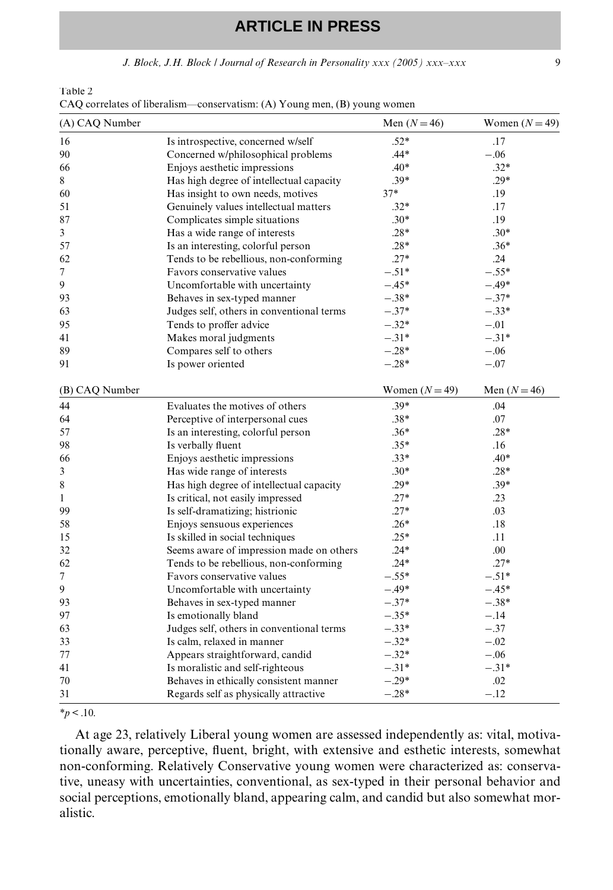Table 2
CAQ correlates of liberalism—conservatism: (A) Young men, (B) young women

| (A) CAQ Number | | Men ($N = 46$) | Women ($N = 49$) |
|---|---|---|---|
| 16 | Is introspective, concerned w/self | .52* | .17 |
| 90 | Concerned w/philosophical problems | .44* | −.06 |
| 66 | Enjoys aesthetic impressions | .40* | .32* |
| 8 | Has high degree of intellectual capacity | .39* | .29* |
| 60 | Has insight to own needs, motives | 37* | .19 |
| 51 | Genuinely values intellectual matters | .32* | .17 |
| 87 | Complicates simple situations | .30* | .19 |
| 3 | Has a wide range of interests | .28* | .30* |
| 57 | Is an interesting, colorful person | .28* | .36* |
| 62 | Tends to be rebellious, non-conforming | .27* | .24 |
| 7 | Favors conservative values | −.51* | −.55* |
| 9 | Uncomfortable with uncertainty | −.45* | −.49* |
| 93 | Behaves in sex-typed manner | −.38* | −.37* |
| 63 | Judges self, others in conventional terms | −.37* | −.33* |
| 95 | Tends to proffer advice | −.32* | −.01 |
| 41 | Makes moral judgments | −.31* | −.31* |
| 89 | Compares self to others | −.28* | −.06 |
| 91 | Is power oriented | −.28* | −.07 |
| **(B) CAQ Number** | | **Women ($N = 49$)** | **Men ($N = 46$)** |
| 44 | Evaluates the motives of others | .39* | .04 |
| 64 | Perceptive of interpersonal cues | .38* | .07 |
| 57 | Is an interesting, colorful person | .36* | .28* |
| 98 | Is verbally fluent | .35* | .16 |
| 66 | Enjoys aesthetic impressions | .33* | .40* |
| 3 | Has wide range of interests | .30* | .28* |
| 8 | Has high degree of intellectual capacity | .29* | .39* |
| 1 | Is critical, not easily impressed | .27* | .23 |
| 99 | Is self-dramatizing; histrionic | .27* | .03 |
| 58 | Enjoys sensuous experiences | .26* | .18 |
| 15 | Is skilled in social techniques | .25* | .11 |
| 32 | Seems aware of impression made on others | .24* | .00 |
| 62 | Tends to be rebellious, non-conforming | .24* | .27* |
| 7 | Favors conservative values | −.55* | −.51* |
| 9 | Uncomfortable with uncertainty | −.49* | −.45* |
| 93 | Behaves in sex-typed manner | −.37* | −.38* |
| 97 | Is emotionally bland | −.35* | −.14 |
| 63 | Judges self, others in conventional terms | −.33* | −.37 |
| 33 | Is calm, relaxed in manner | −.32* | −.02 |
| 77 | Appears straightforward, candid | −.32* | −.06 |
| 41 | Is moralistic and self-righteous | −.31* | −.31* |
| 70 | Behaves in ethically consistent manner | −.29* | .02 |
| 31 | Regards self as physically attractive | −.28* | −.12 |

*$p < .10$.

At age 23, relatively Liberal young women are assessed independently as: vital, motivationally aware, perceptive, fluent, bright, with extensive and esthetic interests, somewhat non-conforming. Relatively Conservative young women were characterized as: conservative, uneasy with uncertainties, conventional, as sex-typed in their personal behavior and social perceptions, emotionally bland, appearing calm, and candid but also somewhat moralistic.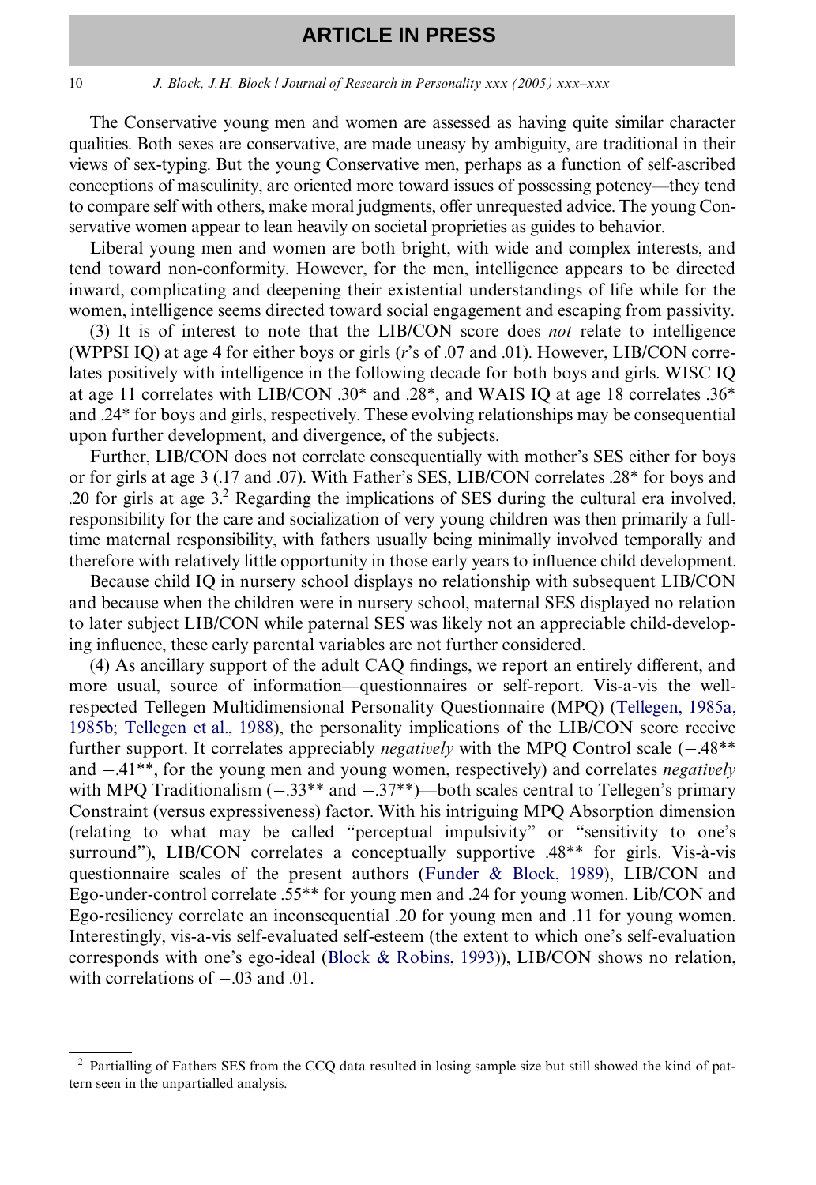The Conservative young men and women are assessed as having quite similar character qualities. Both sexes are conservative, are made uneasy by ambiguity, are traditional in their views of sex-typing. But the young Conservative men, perhaps as a function of self-ascribed conceptions of masculinity, are oriented more toward issues of possessing potency—they tend to compare self with others, make moral judgments, offer unrequested advice. The young Conservative women appear to lean heavily on societal proprieties as guides to behavior.

Liberal young men and women are both bright, with wide and complex interests, and tend toward non-conformity. However, for the men, intelligence appears to be directed inward, complicating and deepening their existential understandings of life while for the women, intelligence seems directed toward social engagement and escaping from passivity.

(3) It is of interest to note that the LIB/CON score does *not* relate to intelligence (WPPSI IQ) at age 4 for either boys or girls (*r*'s of .07 and .01). However, LIB/CON correlates positively with intelligence in the following decade for both boys and girls. WISC IQ at age 11 correlates with LIB/CON .30* and .28*, and WAIS IQ at age 18 correlates .36* and .24* for boys and girls, respectively. These evolving relationships may be consequential upon further development, and divergence, of the subjects.

Further, LIB/CON does not correlate consequentially with mother's SES either for boys or for girls at age 3 (.17 and .07). With Father's SES, LIB/CON correlates .28* for boys and .20 for girls at age 3.[2] Regarding the implications of SES during the cultural era involved, responsibility for the care and socialization of very young children was then primarily a full-time maternal responsibility, with fathers usually being minimally involved temporally and therefore with relatively little opportunity in those early years to influence child development.

Because child IQ in nursery school displays no relationship with subsequent LIB/CON and because when the children were in nursery school, maternal SES displayed no relation to later subject LIB/CON while paternal SES was likely not an appreciable child-developing influence, these early parental variables are not further considered.

(4) As ancillary support of the adult CAQ findings, we report an entirely different, and more usual, source of information—questionnaires or self-report. Vis-a-vis the well-respected Tellegen Multidimensional Personality Questionnaire (MPQ) (Tellegen, 1985a, 1985b; Tellegen et al., 1988), the personality implications of the LIB/CON score receive further support. It correlates appreciably *negatively* with the MPQ Control scale (−.48** and −.41**, for the young men and young women, respectively) and correlates *negatively* with MPQ Traditionalism (−.33** and −.37**)—both scales central to Tellegen's primary Constraint (versus expressiveness) factor. With his intriguing MPQ Absorption dimension (relating to what may be called "perceptual impulsivity" or "sensitivity to one's surround"), LIB/CON correlates a conceptually supportive .48** for girls. Vis-à-vis questionnaire scales of the present authors (Funder & Block, 1989), LIB/CON and Ego-under-control correlate .55** for young men and .24 for young women. Lib/CON and Ego-resiliency correlate an inconsequential .20 for young men and .11 for young women. Interestingly, vis-a-vis self-evaluated self-esteem (the extent to which one's self-evaluation corresponds with one's ego-ideal (Block & Robins, 1993)), LIB/CON shows no relation, with correlations of −.03 and .01.

---

[2] Partialling of Fathers SES from the CCQ data resulted in losing sample size but still showed the kind of pattern seen in the unpartialled analysis.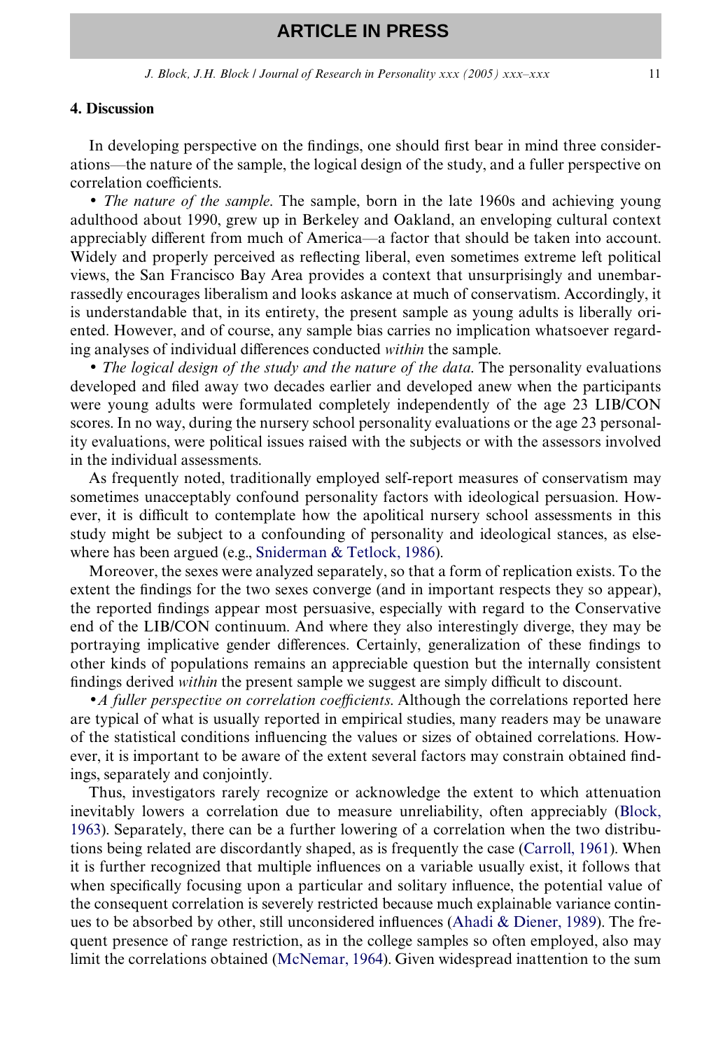## 4. Discussion

In developing perspective on the findings, one should first bear in mind three considerations—the nature of the sample, the logical design of the study, and a fuller perspective on correlation coefficients.

• *The nature of the sample*. The sample, born in the late 1960s and achieving young adulthood about 1990, grew up in Berkeley and Oakland, an enveloping cultural context appreciably different from much of America—a factor that should be taken into account. Widely and properly perceived as reflecting liberal, even sometimes extreme left political views, the San Francisco Bay Area provides a context that unsurprisingly and unembarrassedly encourages liberalism and looks askance at much of conservatism. Accordingly, it is understandable that, in its entirety, the present sample as young adults is liberally oriented. However, and of course, any sample bias carries no implication whatsoever regarding analyses of individual differences conducted *within* the sample.

• *The logical design of the study and the nature of the data*. The personality evaluations developed and filed away two decades earlier and developed anew when the participants were young adults were formulated completely independently of the age 23 LIB/CON scores. In no way, during the nursery school personality evaluations or the age 23 personality evaluations, were political issues raised with the subjects or with the assessors involved in the individual assessments.

As frequently noted, traditionally employed self-report measures of conservatism may sometimes unacceptably confound personality factors with ideological persuasion. However, it is difficult to contemplate how the apolitical nursery school assessments in this study might be subject to a confounding of personality and ideological stances, as elsewhere has been argued (e.g., Sniderman & Tetlock, 1986).

Moreover, the sexes were analyzed separately, so that a form of replication exists. To the extent the findings for the two sexes converge (and in important respects they so appear), the reported findings appear most persuasive, especially with regard to the Conservative end of the LIB/CON continuum. And where they also interestingly diverge, they may be portraying implicative gender differences. Certainly, generalization of these findings to other kinds of populations remains an appreciable question but the internally consistent findings derived *within* the present sample we suggest are simply difficult to discount.

• *A fuller perspective on correlation coefficients*. Although the correlations reported here are typical of what is usually reported in empirical studies, many readers may be unaware of the statistical conditions influencing the values or sizes of obtained correlations. However, it is important to be aware of the extent several factors may constrain obtained findings, separately and conjointly.

Thus, investigators rarely recognize or acknowledge the extent to which attenuation inevitably lowers a correlation due to measure unreliability, often appreciably (Block, 1963). Separately, there can be a further lowering of a correlation when the two distributions being related are discordantly shaped, as is frequently the case (Carroll, 1961). When it is further recognized that multiple influences on a variable usually exist, it follows that when specifically focusing upon a particular and solitary influence, the potential value of the consequent correlation is severely restricted because much explainable variance continues to be absorbed by other, still unconsidered influences (Ahadi & Diener, 1989). The frequent presence of range restriction, as in the college samples so often employed, also may limit the correlations obtained (McNemar, 1964). Given widespread inattention to the sum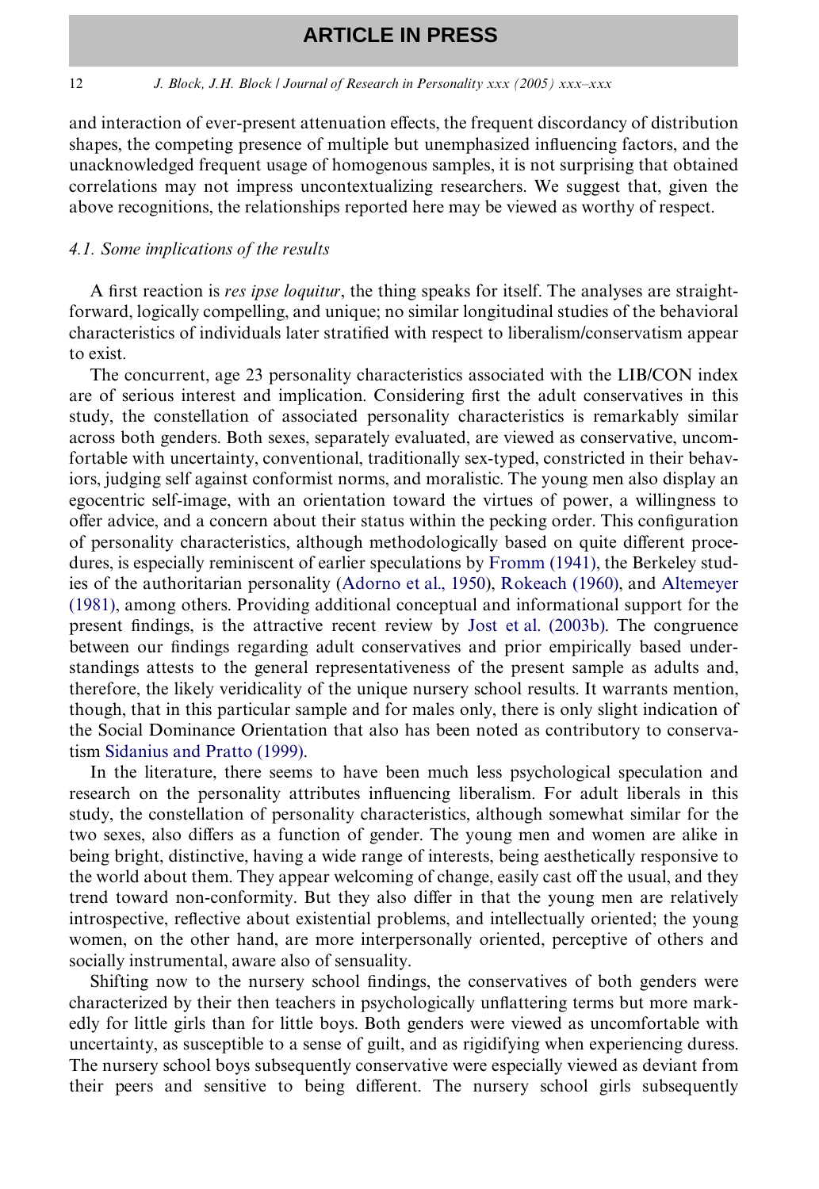and interaction of ever-present attenuation effects, the frequent discordancy of distribution shapes, the competing presence of multiple but unemphasized influencing factors, and the unacknowledged frequent usage of homogenous samples, it is not surprising that obtained correlations may not impress uncontextualizing researchers. We suggest that, given the above recognitions, the relationships reported here may be viewed as worthy of respect.

### 4.1. Some implications of the results

A first reaction is *res ipse loquitur*, the thing speaks for itself. The analyses are straightforward, logically compelling, and unique; no similar longitudinal studies of the behavioral characteristics of individuals later stratified with respect to liberalism/conservatism appear to exist.

The concurrent, age 23 personality characteristics associated with the LIB/CON index are of serious interest and implication. Considering first the adult conservatives in this study, the constellation of associated personality characteristics is remarkably similar across both genders. Both sexes, separately evaluated, are viewed as conservative, uncomfortable with uncertainty, conventional, traditionally sex-typed, constricted in their behaviors, judging self against conformist norms, and moralistic. The young men also display an egocentric self-image, with an orientation toward the virtues of power, a willingness to offer advice, and a concern about their status within the pecking order. This configuration of personality characteristics, although methodologically based on quite different procedures, is especially reminiscent of earlier speculations by Fromm (1941), the Berkeley studies of the authoritarian personality (Adorno et al., 1950), Rokeach (1960), and Altemeyer (1981), among others. Providing additional conceptual and informational support for the present findings, is the attractive recent review by Jost et al. (2003b). The congruence between our findings regarding adult conservatives and prior empirically based understandings attests to the general representativeness of the present sample as adults and, therefore, the likely veridicality of the unique nursery school results. It warrants mention, though, that in this particular sample and for males only, there is only slight indication of the Social Dominance Orientation that also has been noted as contributory to conservatism Sidanius and Pratto (1999).

In the literature, there seems to have been much less psychological speculation and research on the personality attributes influencing liberalism. For adult liberals in this study, the constellation of personality characteristics, although somewhat similar for the two sexes, also differs as a function of gender. The young men and women are alike in being bright, distinctive, having a wide range of interests, being aesthetically responsive to the world about them. They appear welcoming of change, easily cast off the usual, and they trend toward non-conformity. But they also differ in that the young men are relatively introspective, reflective about existential problems, and intellectually oriented; the young women, on the other hand, are more interpersonally oriented, perceptive of others and socially instrumental, aware also of sensuality.

Shifting now to the nursery school findings, the conservatives of both genders were characterized by their then teachers in psychologically unflattering terms but more markedly for little girls than for little boys. Both genders were viewed as uncomfortable with uncertainty, as susceptible to a sense of guilt, and as rigidifying when experiencing duress. The nursery school boys subsequently conservative were especially viewed as deviant from their peers and sensitive to being different. The nursery school girls subsequently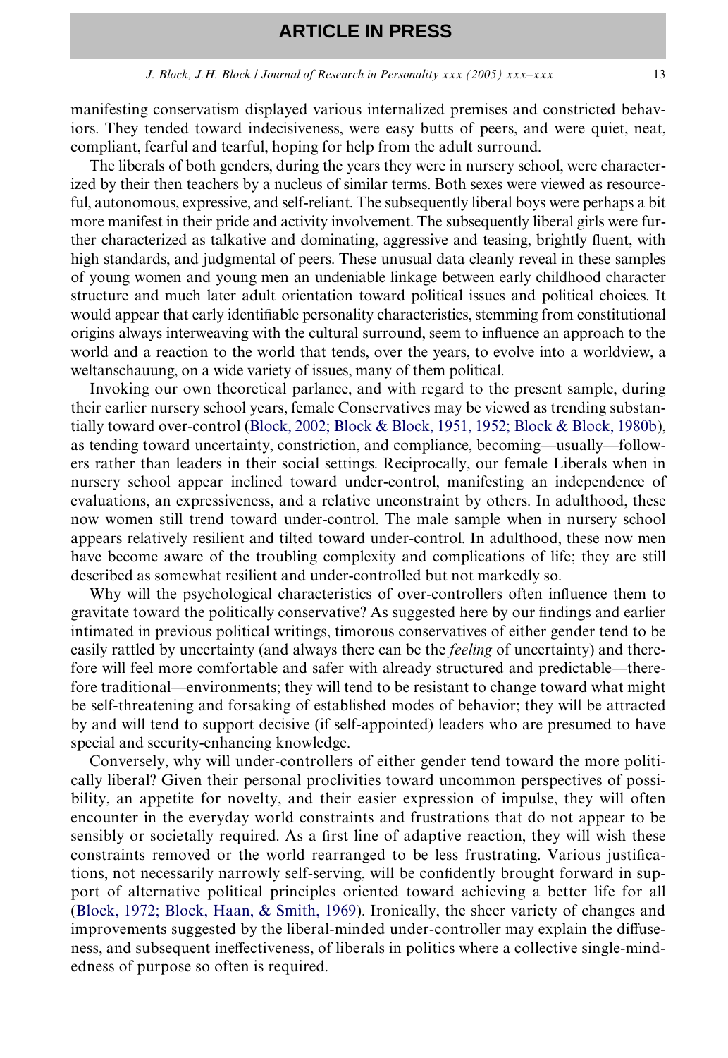manifesting conservatism displayed various internalized premises and constricted behaviors. They tended toward indecisiveness, were easy butts of peers, and were quiet, neat, compliant, fearful and tearful, hoping for help from the adult surround.

The liberals of both genders, during the years they were in nursery school, were characterized by their then teachers by a nucleus of similar terms. Both sexes were viewed as resourceful, autonomous, expressive, and self-reliant. The subsequently liberal boys were perhaps a bit more manifest in their pride and activity involvement. The subsequently liberal girls were further characterized as talkative and dominating, aggressive and teasing, brightly fluent, with high standards, and judgmental of peers. These unusual data cleanly reveal in these samples of young women and young men an undeniable linkage between early childhood character structure and much later adult orientation toward political issues and political choices. It would appear that early identifiable personality characteristics, stemming from constitutional origins always interweaving with the cultural surround, seem to influence an approach to the world and a reaction to the world that tends, over the years, to evolve into a worldview, a weltanschauung, on a wide variety of issues, many of them political.

Invoking our own theoretical parlance, and with regard to the present sample, during their earlier nursery school years, female Conservatives may be viewed as trending substantially toward over-control (Block, 2002; Block & Block, 1951, 1952; Block & Block, 1980b), as tending toward uncertainty, constriction, and compliance, becoming—usually—followers rather than leaders in their social settings. Reciprocally, our female Liberals when in nursery school appear inclined toward under-control, manifesting an independence of evaluations, an expressiveness, and a relative unconstraint by others. In adulthood, these now women still trend toward under-control. The male sample when in nursery school appears relatively resilient and tilted toward under-control. In adulthood, these now men have become aware of the troubling complexity and complications of life; they are still described as somewhat resilient and under-controlled but not markedly so.

Why will the psychological characteristics of over-controllers often influence them to gravitate toward the politically conservative? As suggested here by our findings and earlier intimated in previous political writings, timorous conservatives of either gender tend to be easily rattled by uncertainty (and always there can be the *feeling* of uncertainty) and therefore will feel more comfortable and safer with already structured and predictable—therefore traditional—environments; they will tend to be resistant to change toward what might be self-threatening and forsaking of established modes of behavior; they will be attracted by and will tend to support decisive (if self-appointed) leaders who are presumed to have special and security-enhancing knowledge.

Conversely, why will under-controllers of either gender tend toward the more politically liberal? Given their personal proclivities toward uncommon perspectives of possibility, an appetite for novelty, and their easier expression of impulse, they will often encounter in the everyday world constraints and frustrations that do not appear to be sensibly or societally required. As a first line of adaptive reaction, they will wish these constraints removed or the world rearranged to be less frustrating. Various justifications, not necessarily narrowly self-serving, will be confidently brought forward in support of alternative political principles oriented toward achieving a better life for all (Block, 1972; Block, Haan, & Smith, 1969). Ironically, the sheer variety of changes and improvements suggested by the liberal-minded under-controller may explain the diffuseness, and subsequent ineffectiveness, of liberals in politics where a collective single-mindedness of purpose so often is required.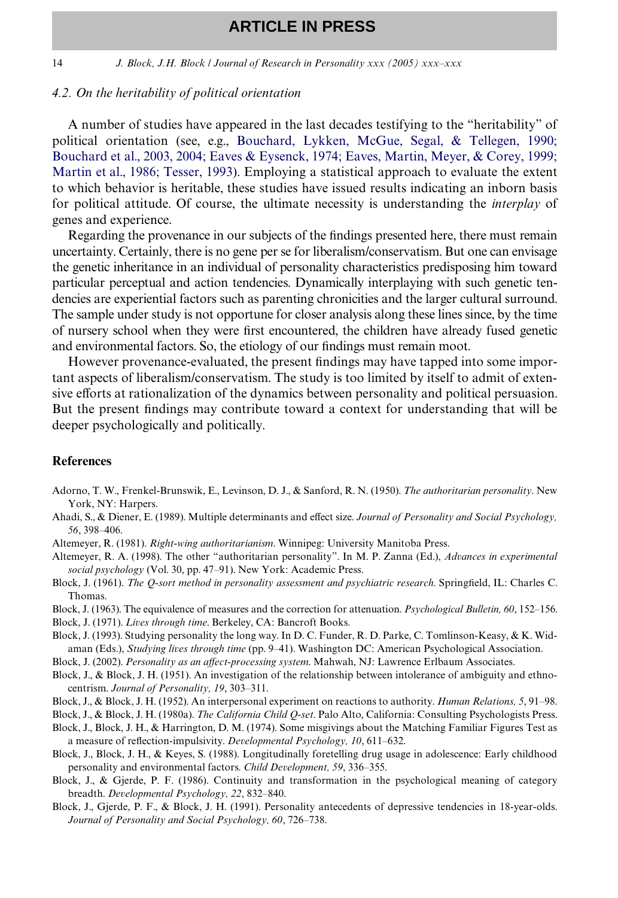### 4.2. On the heritability of political orientation

A number of studies have appeared in the last decades testifying to the "heritability" of political orientation (see, e.g., Bouchard, Lykken, McGue, Segal, & Tellegen, 1990; Bouchard et al., 2003, 2004; Eaves & Eysenck, 1974; Eaves, Martin, Meyer, & Corey, 1999; Martin et al., 1986; Tesser, 1993). Employing a statistical approach to evaluate the extent to which behavior is heritable, these studies have issued results indicating an inborn basis for political attitude. Of course, the ultimate necessity is understanding the *interplay* of genes and experience.

Regarding the provenance in our subjects of the findings presented here, there must remain uncertainty. Certainly, there is no gene per se for liberalism/conservatism. But one can envisage the genetic inheritance in an individual of personality characteristics predisposing him toward particular perceptual and action tendencies. Dynamically interplaying with such genetic tendencies are experiential factors such as parenting chronicities and the larger cultural surround. The sample under study is not opportune for closer analysis along these lines since, by the time of nursery school when they were first encountered, the children have already fused genetic and environmental factors. So, the etiology of our findings must remain moot.

However provenance-evaluated, the present findings may have tapped into some important aspects of liberalism/conservatism. The study is too limited by itself to admit of extensive efforts at rationalization of the dynamics between personality and political persuasion. But the present findings may contribute toward a context for understanding that will be deeper psychologically and politically.

## References

Adorno, T. W., Frenkel-Brunswik, E., Levinson, D. J., & Sanford, R. N. (1950). *The authoritarian personality*. New York, NY: Harpers.

Ahadi, S., & Diener, E. (1989). Multiple determinants and effect size. *Journal of Personality and Social Psychology, 56*, 398–406.

Altemeyer, R. (1981). *Right-wing authoritarianism*. Winnipeg: University Manitoba Press.

Altemeyer, R. A. (1998). The other "authoritarian personality". In M. P. Zanna (Ed.), *Advances in experimental social psychology* (Vol. 30, pp. 47–91). New York: Academic Press.

Block, J. (1961). *The Q-sort method in personality assessment and psychiatric research*. Springfield, IL: Charles C. Thomas.

Block, J. (1963). The equivalence of measures and the correction for attenuation. *Psychological Bulletin, 60*, 152–156.

Block, J. (1971). *Lives through time*. Berkeley, CA: Bancroft Books.

Block, J. (1993). Studying personality the long way. In D. C. Funder, R. D. Parke, C. Tomlinson-Keasy, & K. Widaman (Eds.), *Studying lives through time* (pp. 9–41). Washington DC: American Psychological Association.

Block, J. (2002). *Personality as an affect-processing system*. Mahwah, NJ: Lawrence Erlbaum Associates.

Block, J., & Block, J. H. (1951). An investigation of the relationship between intolerance of ambiguity and ethnocentrism. *Journal of Personality, 19*, 303–311.

Block, J., & Block, J. H. (1952). An interpersonal experiment on reactions to authority. *Human Relations, 5*, 91–98.

Block, J., & Block, J. H. (1980a). *The California Child Q-set*. Palo Alto, California: Consulting Psychologists Press.

Block, J., Block, J. H., & Harrington, D. M. (1974). Some misgivings about the Matching Familiar Figures Test as a measure of reflection-impulsivity. *Developmental Psychology, 10*, 611–632.

Block, J., Block, J. H., & Keyes, S. (1988). Longitudinally foretelling drug usage in adolescence: Early childhood personality and environmental factors. *Child Development, 59*, 336–355.

Block, J., & Gjerde, P. F. (1986). Continuity and transformation in the psychological meaning of category breadth. *Developmental Psychology, 22*, 832–840.

Block, J., Gjerde, P. F., & Block, J. H. (1991). Personality antecedents of depressive tendencies in 18-year-olds. *Journal of Personality and Social Psychology, 60*, 726–738.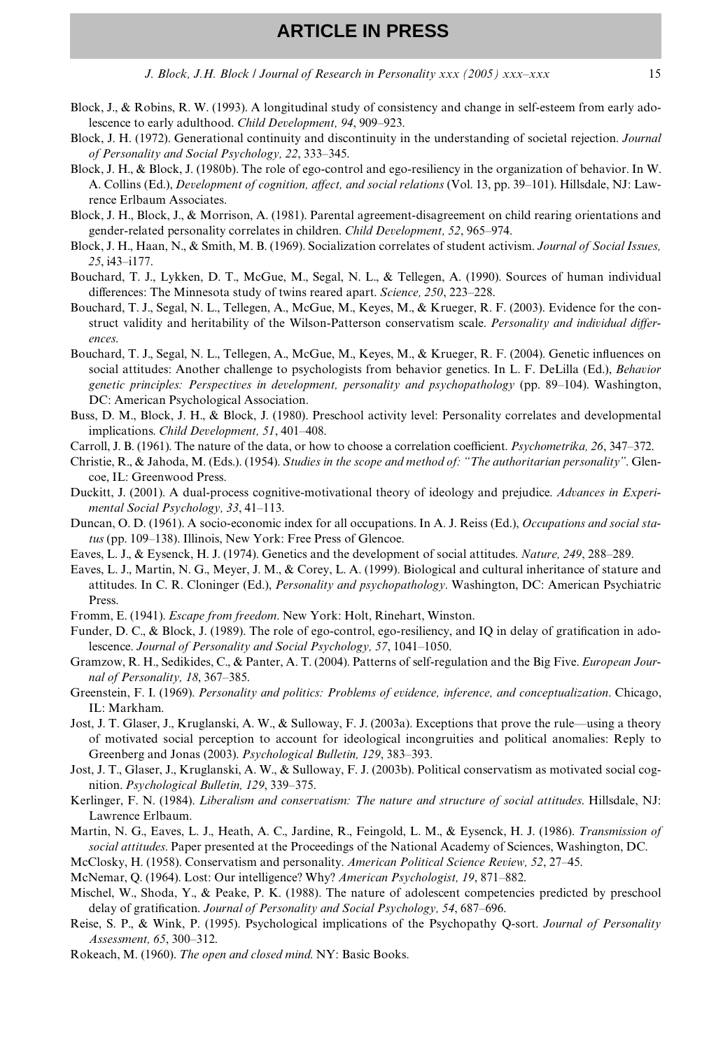Block, J., & Robins, R. W. (1993). A longitudinal study of consistency and change in self-esteem from early adolescence to early adulthood. *Child Development, 94*, 909–923.

Block, J. H. (1972). Generational continuity and discontinuity in the understanding of societal rejection. *Journal of Personality and Social Psychology, 22*, 333–345.

Block, J. H., & Block, J. (1980b). The role of ego-control and ego-resiliency in the organization of behavior. In W. A. Collins (Ed.), *Development of cognition, affect, and social relations* (Vol. 13, pp. 39–101). Hillsdale, NJ: Lawrence Erlbaum Associates.

Block, J. H., Block, J., & Morrison, A. (1981). Parental agreement-disagreement on child rearing orientations and gender-related personality correlates in children. *Child Development, 52*, 965–974.

Block, J. H., Haan, N., & Smith, M. B. (1969). Socialization correlates of student activism. *Journal of Social Issues, 25*, i43–i177.

Bouchard, T. J., Lykken, D. T., McGue, M., Segal, N. L., & Tellegen, A. (1990). Sources of human individual differences: The Minnesota study of twins reared apart. *Science, 250*, 223–228.

Bouchard, T. J., Segal, N. L., Tellegen, A., McGue, M., Keyes, M., & Krueger, R. F. (2003). Evidence for the construct validity and heritability of the Wilson-Patterson conservatism scale. *Personality and individual differences.*

Bouchard, T. J., Segal, N. L., Tellegen, A., McGue, M., Keyes, M., & Krueger, R. F. (2004). Genetic influences on social attitudes: Another challenge to psychologists from behavior genetics. In L. F. DeLilla (Ed.), *Behavior genetic principles: Perspectives in development, personality and psychopathology* (pp. 89–104). Washington, DC: American Psychological Association.

Buss, D. M., Block, J. H., & Block, J. (1980). Preschool activity level: Personality correlates and developmental implications. *Child Development, 51*, 401–408.

Carroll, J. B. (1961). The nature of the data, or how to choose a correlation coefficient. *Psychometrika, 26*, 347–372.

Christie, R., & Jahoda, M. (Eds.). (1954). *Studies in the scope and method of: "The authoritarian personality"*. Glencoe, IL: Greenwood Press.

Duckitt, J. (2001). A dual-process cognitive-motivational theory of ideology and prejudice. *Advances in Experimental Social Psychology, 33*, 41–113.

Duncan, O. D. (1961). A socio-economic index for all occupations. In A. J. Reiss (Ed.), *Occupations and social status* (pp. 109–138). Illinois, New York: Free Press of Glencoe.

Eaves, L. J., & Eysenck, H. J. (1974). Genetics and the development of social attitudes. *Nature, 249*, 288–289.

Eaves, L. J., Martin, N. G., Meyer, J. M., & Corey, L. A. (1999). Biological and cultural inheritance of stature and attitudes. In C. R. Cloninger (Ed.), *Personality and psychopathology*. Washington, DC: American Psychiatric Press.

Fromm, E. (1941). *Escape from freedom*. New York: Holt, Rinehart, Winston.

Funder, D. C., & Block, J. (1989). The role of ego-control, ego-resiliency, and IQ in delay of gratification in adolescence. *Journal of Personality and Social Psychology, 57*, 1041–1050.

Gramzow, R. H., Sedikides, C., & Panter, A. T. (2004). Patterns of self-regulation and the Big Five. *European Journal of Personality, 18*, 367–385.

Greenstein, F. I. (1969). *Personality and politics: Problems of evidence, inference, and conceptualization*. Chicago, IL: Markham.

Jost, J. T. Glaser, J., Kruglanski, A. W., & Sulloway, F. J. (2003a). Exceptions that prove the rule—using a theory of motivated social perception to account for ideological incongruities and political anomalies: Reply to Greenberg and Jonas (2003). *Psychological Bulletin, 129*, 383–393.

Jost, J. T., Glaser, J., Kruglanski, A. W., & Sulloway, F. J. (2003b). Political conservatism as motivated social cognition. *Psychological Bulletin, 129*, 339–375.

Kerlinger, F. N. (1984). *Liberalism and conservatism: The nature and structure of social attitudes*. Hillsdale, NJ: Lawrence Erlbaum.

Martin, N. G., Eaves, L. J., Heath, A. C., Jardine, R., Feingold, L. M., & Eysenck, H. J. (1986). *Transmission of social attitudes*. Paper presented at the Proceedings of the National Academy of Sciences, Washington, DC.

McClosky, H. (1958). Conservatism and personality. *American Political Science Review, 52*, 27–45.

McNemar, Q. (1964). Lost: Our intelligence? Why? *American Psychologist, 19*, 871–882.

Mischel, W., Shoda, Y., & Peake, P. K. (1988). The nature of adolescent competencies predicted by preschool delay of gratification. *Journal of Personality and Social Psychology, 54*, 687–696.

Reise, S. P., & Wink, P. (1995). Psychological implications of the Psychopathy Q-sort. *Journal of Personality Assessment, 65*, 300–312.

Rokeach, M. (1960). *The open and closed mind*. NY: Basic Books.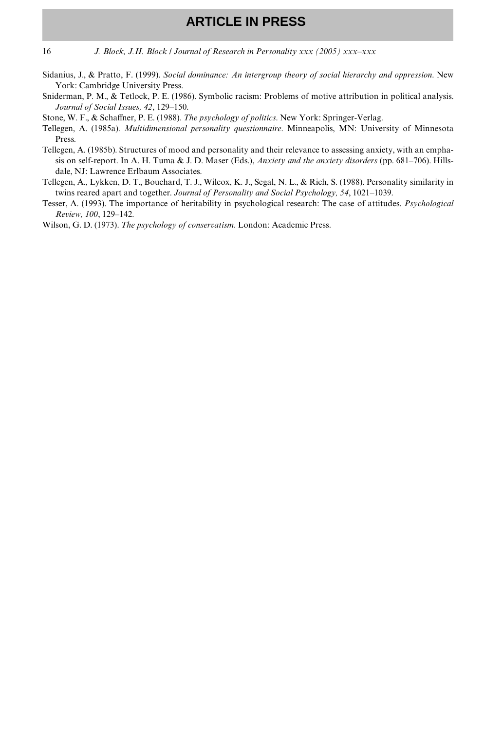Sidanius, J., & Pratto, F. (1999). *Social dominance: An intergroup theory of social hierarchy and oppression*. New York: Cambridge University Press.

Sniderman, P. M., & Tetlock, P. E. (1986). Symbolic racism: Problems of motive attribution in political analysis. *Journal of Social Issues, 42*, 129–150.

Stone, W. F., & Schaffner, P. E. (1988). *The psychology of politics*. New York: Springer-Verlag.

Tellegen, A. (1985a). *Multidimensional personality questionnaire*. Minneapolis, MN: University of Minnesota Press.

Tellegen, A. (1985b). Structures of mood and personality and their relevance to assessing anxiety, with an emphasis on self-report. In A. H. Tuma & J. D. Maser (Eds.), *Anxiety and the anxiety disorders* (pp. 681–706). Hillsdale, NJ: Lawrence Erlbaum Associates.

Tellegen, A., Lykken, D. T., Bouchard, T. J., Wilcox, K. J., Segal, N. L., & Rich, S. (1988). Personality similarity in twins reared apart and together. *Journal of Personality and Social Psychology, 54*, 1021–1039.

Tesser, A. (1993). The importance of heritability in psychological research: The case of attitudes. *Psychological Review, 100*, 129–142.

Wilson, G. D. (1973). *The psychology of conservatism*. London: Academic Press.